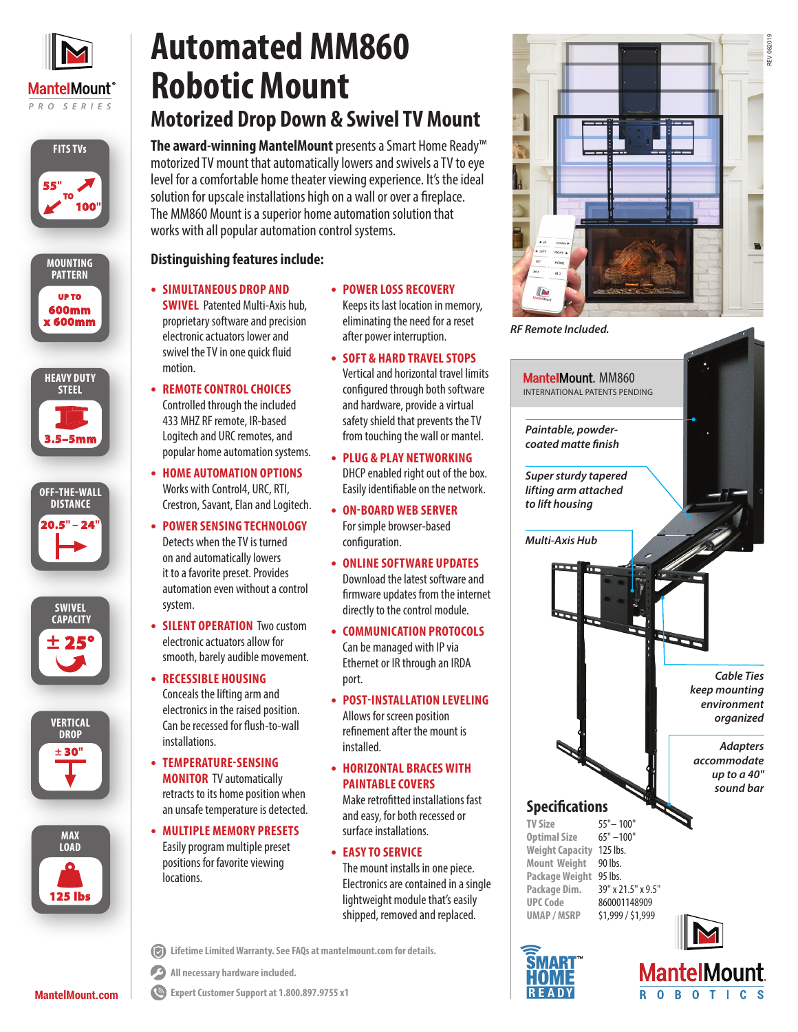MantelMount® PRO SERIES

**FITS TVs**
55" TO 100"

**MOUNTING PATTERN**
UP TO 600mm x 600mm

**HEAVY DUTY STEEL**
3.5–5mm

**OFF-THE-WALL DISTANCE**
20.5" - 24"

**SWIVEL CAPACITY**
± 25°

**VERTICAL DROP**
± 30"

**MAX LOAD**
125 lbs

# Automated MM860 Robotic Mount

## Motorized Drop Down & Swivel TV Mount

**The award-winning MantelMount** presents a Smart Home Ready™ motorized TV mount that automatically lowers and swivels a TV to eye level for a comfortable home theater viewing experience. It's the ideal solution for upscale installations high on a wall or over a fireplace. The MM860 Mount is a superior home automation solution that works with all popular automation control systems.

### Distinguishing features include:

- **SIMULTANEOUS DROP AND SWIVEL** Patented Multi-Axis hub, proprietary software and precision electronic actuators lower and swivel the TV in one quick fluid motion.
- **REMOTE CONTROL CHOICES** Controlled through the included 433 MHZ RF remote, IR-based Logitech and URC remotes, and popular home automation systems.
- **HOME AUTOMATION OPTIONS** Works with Control4, URC, RTI, Crestron, Savant, Elan and Logitech.
- **POWER SENSING TECHNOLOGY** Detects when the TV is turned on and automatically lowers it to a favorite preset. Provides automation even without a control system.
- **SILENT OPERATION** Two custom electronic actuators allow for smooth, barely audible movement.
- **RECESSIBLE HOUSING** Conceals the lifting arm and electronics in the raised position. Can be recessed for flush-to-wall installations.
- **TEMPERATURE-SENSING MONITOR** TV automatically retracts to its home position when an unsafe temperature is detected.
- **MULTIPLE MEMORY PRESETS** Easily program multiple preset positions for favorite viewing locations.
- **POWER LOSS RECOVERY** Keeps its last location in memory, eliminating the need for a reset after power interruption.
- **SOFT & HARD TRAVEL STOPS** Vertical and horizontal travel limits configured through both software and hardware, provide a virtual safety shield that prevents the TV from touching the wall or mantel.
- **PLUG & PLAY NETWORKING** DHCP enabled right out of the box. Easily identifiable on the network.
- **ON-BOARD WEB SERVER** For simple browser-based configuration.
- **ONLINE SOFTWARE UPDATES** Download the latest software and firmware updates from the internet directly to the control module.
- **COMMUNICATION PROTOCOLS** Can be managed with IP via Ethernet or IR through an IRDA port.
- **POST-INSTALLATION LEVELING** Allows for screen position refinement after the mount is installed.
- **HORIZONTAL BRACES WITH PAINTABLE COVERS** Make retrofitted installations fast and easy, for both recessed or surface installations.
- **EASY TO SERVICE** The mount installs in one piece. Electronics are contained in a single lightweight module that's easily shipped, removed and replaced.

*RF Remote Included.*

MantelMount. MM860
INTERNATIONAL PATENTS PENDING

*Paintable, powder-coated matte finish*

*Super sturdy tapered lifting arm attached to lift housing*

*Multi-Axis Hub*

*Cable Ties keep mounting environment organized*

*Adapters accommodate up to a 40" sound bar*

### Specifications

| | |
|---|---|
| TV Size | 55"– 100" |
| Optimal Size | 65" –100" |
| Weight Capacity | 125 lbs. |
| Mount Weight | 90 lbs. |
| Package Weight | 95 lbs. |
| Package Dim. | 39" x 21.5" x 9.5" |
| UPC Code | 860001148909 |
| UMAP / MSRP | $1,999 / $1,999 |

Lifetime Limited Warranty. See FAQs at mantelmount.com for details.

All necessary hardware included.

Expert Customer Support at 1.800.897.9755 x1

SMART HOME READY

MantelMount. ROBOTICS

MantelMount.com

REV 082019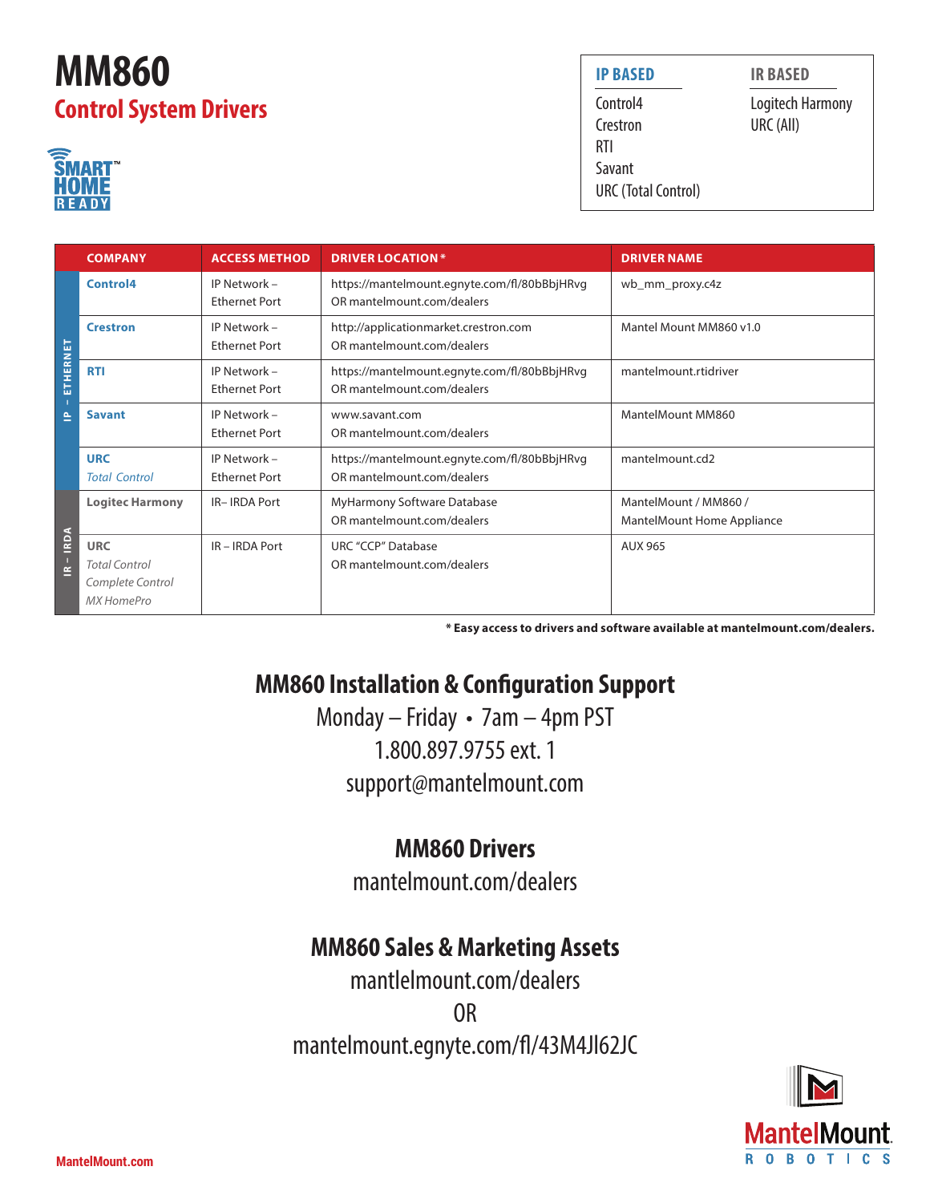# MM860

## Control System Drivers

SMART™ HOME READY

| IP BASED | IR BASED |
|---|---|
| Control4 | Logitech Harmony |
| Crestron | URC (All) |
| RTI | |
| Savant | |
| URC (Total Control) | |

| | COMPANY | ACCESS METHOD | DRIVER LOCATION * | DRIVER NAME |
|---|---|---|---|---|
| IP – ETHERNET | **Control4** | IP Network – Ethernet Port | https://mantelmount.egnyte.com/fl/80bBbjHRvg OR mantelmount.com/dealers | wb_mm_proxy.c4z |
| | **Crestron** | IP Network – Ethernet Port | http://applicationmarket.crestron.com OR mantelmount.com/dealers | Mantel Mount MM860 v1.0 |
| | **RTI** | IP Network – Ethernet Port | https://mantelmount.egnyte.com/fl/80bBbjHRvg OR mantelmount.com/dealers | mantelmount.rtidriver |
| | **Savant** | IP Network – Ethernet Port | www.savant.com OR mantelmount.com/dealers | MantelMount MM860 |
| | **URC** *Total Control* | IP Network – Ethernet Port | https://mantelmount.egnyte.com/fl/80bBbjHRvg OR mantelmount.com/dealers | mantelmount.cd2 |
| IR – IRDA | **Logitec Harmony** | IR– IRDA Port | MyHarmony Software Database OR mantelmount.com/dealers | MantelMount / MM860 / MantelMount Home Appliance |
| | **URC** *Total Control* *Complete Control* *MX HomePro* | IR – IRDA Port | URC "CCP" Database OR mantelmount.com/dealers | AUX 965 |

**\* Easy access to drivers and software available at mantelmount.com/dealers.**

## MM860 Installation & Configuration Support

Monday – Friday • 7am – 4pm PST

1.800.897.9755 ext. 1

support@mantelmount.com

## MM860 Drivers

mantelmount.com/dealers

## MM860 Sales & Marketing Assets

mantlelmount.com/dealers

OR

mantelmount.egnyte.com/fl/43M4JI62JC

MantelMount ROBOTICS

MantelMount.com